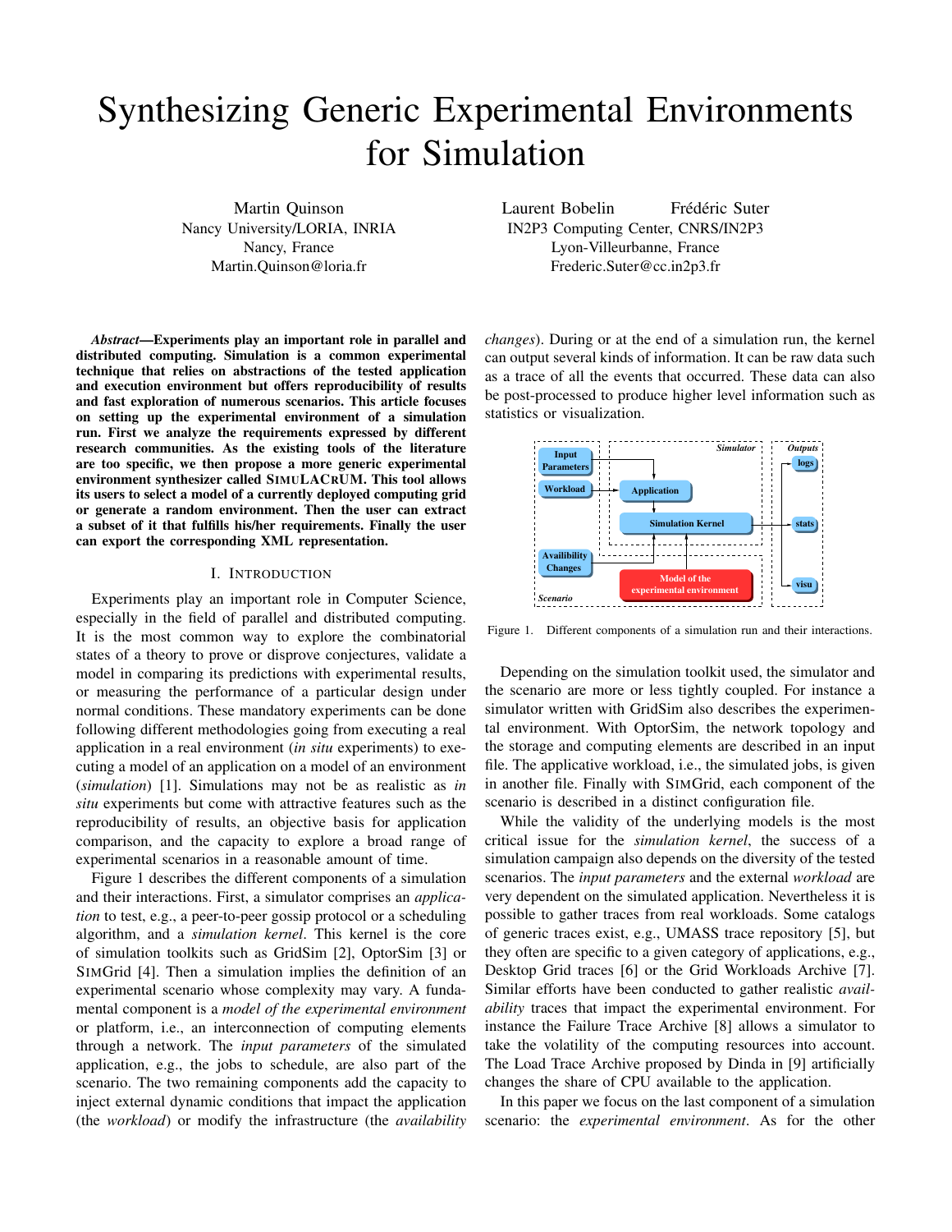# Synthesizing Generic Experimental Environments for Simulation

Martin Quinson
Nancy University/LORIA, INRIA
Nancy, France
Martin.Quinson@loria.fr

Laurent Bobelin Frédéric Suter
IN2P3 Computing Center, CNRS/IN2P3
Lyon-Villeurbanne, France
Frederic.Suter@cc.in2p3.fr

***Abstract*—Experiments play an important role in parallel and distributed computing. Simulation is a common experimental technique that relies on abstractions of the tested application and execution environment but offers reproducibility of results and fast exploration of numerous scenarios. This article focuses on setting up the experimental environment of a simulation run. First we analyze the requirements expressed by different research communities. As the existing tools of the literature are too specific, we then propose a more generic experimental environment synthesizer called SIMULACRUM. This tool allows its users to select a model of a currently deployed computing grid or generate a random environment. Then the user can extract a subset of it that fulfills his/her requirements. Finally the user can export the corresponding XML representation.**

## I. Introduction

Experiments play an important role in Computer Science, especially in the field of parallel and distributed computing. It is the most common way to explore the combinatorial states of a theory to prove or disprove conjectures, validate a model in comparing its predictions with experimental results, or measuring the performance of a particular design under normal conditions. These mandatory experiments can be done following different methodologies going from executing a real application in a real environment (*in situ* experiments) to executing a model of an application on a model of an environment (*simulation*) [1]. Simulations may not be as realistic as *in situ* experiments but come with attractive features such as the reproducibility of results, an objective basis for application comparison, and the capacity to explore a broad range of experimental scenarios in a reasonable amount of time.

Figure 1 describes the different components of a simulation and their interactions. First, a simulator comprises an *application* to test, e.g., a peer-to-peer gossip protocol or a scheduling algorithm, and a *simulation kernel*. This kernel is the core of simulation toolkits such as GridSim [2], OptorSim [3] or SIMGrid [4]. Then a simulation implies the definition of an experimental scenario whose complexity may vary. A fundamental component is a *model of the experimental environment* or platform, i.e., an interconnection of computing elements through a network. The *input parameters* of the simulated application, e.g., the jobs to schedule, are also part of the scenario. The two remaining components add the capacity to inject external dynamic conditions that impact the application (the *workload*) or modify the infrastructure (the *availability changes*). During or at the end of a simulation run, the kernel can output several kinds of information. It can be raw data such as a trace of all the events that occurred. These data can also be post-processed to produce higher level information such as statistics or visualization.

Figure 1. Different components of a simulation run and their interactions.

Depending on the simulation toolkit used, the simulator and the scenario are more or less tightly coupled. For instance a simulator written with GridSim also describes the experimental environment. With OptorSim, the network topology and the storage and computing elements are described in an input file. The applicative workload, i.e., the simulated jobs, is given in another file. Finally with SIMGrid, each component of the scenario is described in a distinct configuration file.

While the validity of the underlying models is the most critical issue for the *simulation kernel*, the success of a simulation campaign also depends on the diversity of the tested scenarios. The *input parameters* and the external *workload* are very dependent on the simulated application. Nevertheless it is possible to gather traces from real workloads. Some catalogs of generic traces exist, e.g., UMASS trace repository [5], but they often are specific to a given category of applications, e.g., Desktop Grid traces [6] or the Grid Workloads Archive [7]. Similar efforts have been conducted to gather realistic *availability* traces that impact the experimental environment. For instance the Failure Trace Archive [8] allows a simulator to take the volatility of the computing resources into account. The Load Trace Archive proposed by Dinda in [9] artificially changes the share of CPU available to the application.

In this paper we focus on the last component of a simulation scenario: the *experimental environment*. As for the other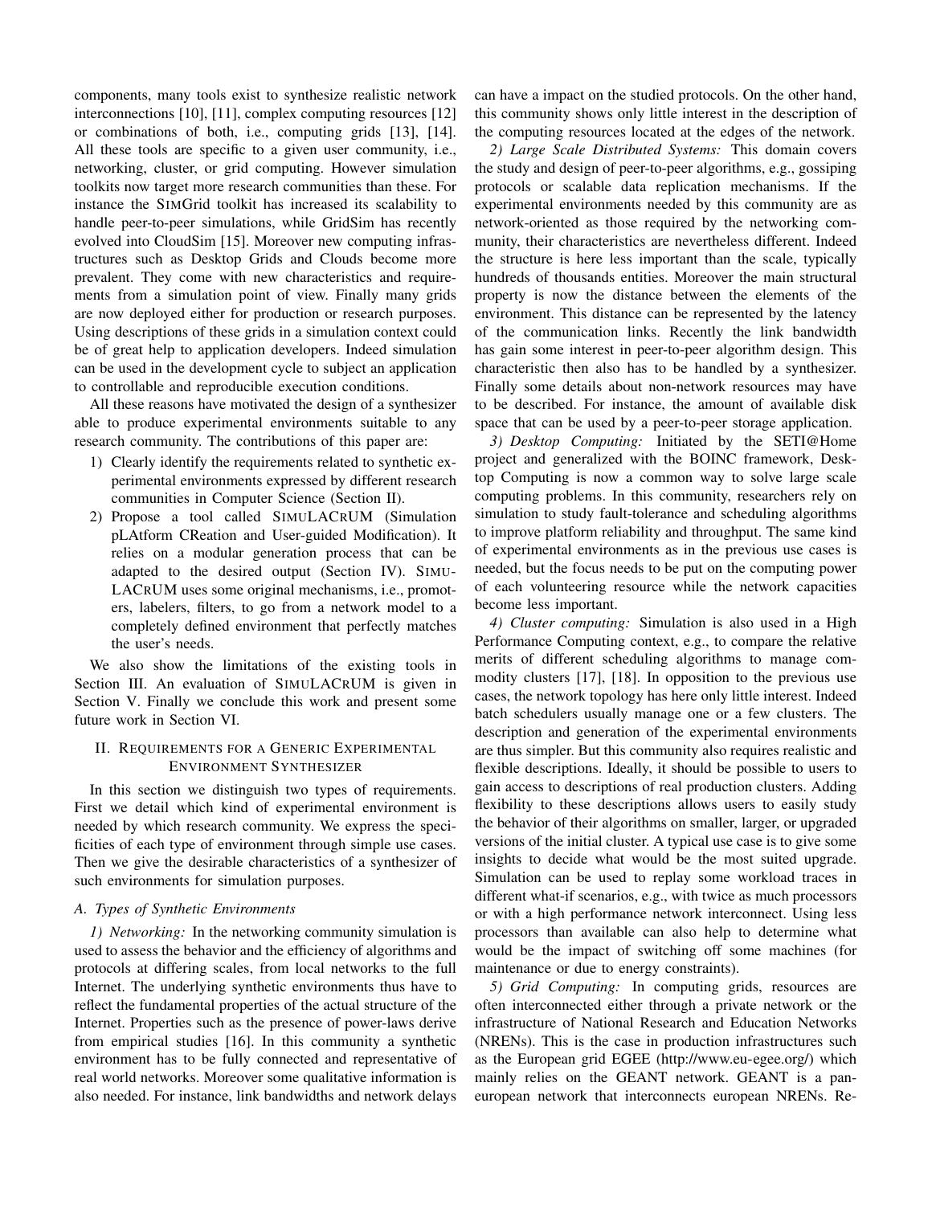components, many tools exist to synthesize realistic network interconnections [10], [11], complex computing resources [12] or combinations of both, i.e., computing grids [13], [14]. All these tools are specific to a given user community, i.e., networking, cluster, or grid computing. However simulation toolkits now target more research communities than these. For instance the SIMGrid toolkit has increased its scalability to handle peer-to-peer simulations, while GridSim has recently evolved into CloudSim [15]. Moreover new computing infrastructures such as Desktop Grids and Clouds become more prevalent. They come with new characteristics and requirements from a simulation point of view. Finally many grids are now deployed either for production or research purposes. Using descriptions of these grids in a simulation context could be of great help to application developers. Indeed simulation can be used in the development cycle to subject an application to controllable and reproducible execution conditions.

All these reasons have motivated the design of a synthesizer able to produce experimental environments suitable to any research community. The contributions of this paper are:

1) Clearly identify the requirements related to synthetic experimental environments expressed by different research communities in Computer Science (Section II).
2) Propose a tool called SIMULACRUM (Simulation pLAtform CReation and User-guided Modification). It relies on a modular generation process that can be adapted to the desired output (Section IV). SIMULACRUM uses some original mechanisms, i.e., promoters, labelers, filters, to go from a network model to a completely defined environment that perfectly matches the user's needs.

We also show the limitations of the existing tools in Section III. An evaluation of SIMULACRUM is given in Section V. Finally we conclude this work and present some future work in Section VI.

## II. Requirements for a Generic Experimental Environment Synthesizer

In this section we distinguish two types of requirements. First we detail which kind of experimental environment is needed by which research community. We express the specificities of each type of environment through simple use cases. Then we give the desirable characteristics of a synthesizer of such environments for simulation purposes.

### A. Types of Synthetic Environments

*1) Networking:* In the networking community simulation is used to assess the behavior and the efficiency of algorithms and protocols at differing scales, from local networks to the full Internet. The underlying synthetic environments thus have to reflect the fundamental properties of the actual structure of the Internet. Properties such as the presence of power-laws derive from empirical studies [16]. In this community a synthetic environment has to be fully connected and representative of real world networks. Moreover some qualitative information is also needed. For instance, link bandwidths and network delays can have a impact on the studied protocols. On the other hand, this community shows only little interest in the description of the computing resources located at the edges of the network.

*2) Large Scale Distributed Systems:* This domain covers the study and design of peer-to-peer algorithms, e.g., gossiping protocols or scalable data replication mechanisms. If the experimental environments needed by this community are as network-oriented as those required by the networking community, their characteristics are nevertheless different. Indeed the structure is here less important than the scale, typically hundreds of thousands entities. Moreover the main structural property is now the distance between the elements of the environment. This distance can be represented by the latency of the communication links. Recently the link bandwidth has gain some interest in peer-to-peer algorithm design. This characteristic then also has to be handled by a synthesizer. Finally some details about non-network resources may have to be described. For instance, the amount of available disk space that can be used by a peer-to-peer storage application.

*3) Desktop Computing:* Initiated by the SETI@Home project and generalized with the BOINC framework, Desktop Computing is now a common way to solve large scale computing problems. In this community, researchers rely on simulation to study fault-tolerance and scheduling algorithms to improve platform reliability and throughput. The same kind of experimental environments as in the previous use cases is needed, but the focus needs to be put on the computing power of each volunteering resource while the network capacities become less important.

*4) Cluster computing:* Simulation is also used in a High Performance Computing context, e.g., to compare the relative merits of different scheduling algorithms to manage commodity clusters [17], [18]. In opposition to the previous use cases, the network topology has here only little interest. Indeed batch schedulers usually manage one or a few clusters. The description and generation of the experimental environments are thus simpler. But this community also requires realistic and flexible descriptions. Ideally, it should be possible to users to gain access to descriptions of real production clusters. Adding flexibility to these descriptions allows users to easily study the behavior of their algorithms on smaller, larger, or upgraded versions of the initial cluster. A typical use case is to give some insights to decide what would be the most suited upgrade. Simulation can be used to replay some workload traces in different what-if scenarios, e.g., with twice as much processors or with a high performance network interconnect. Using less processors than available can also help to determine what would be the impact of switching off some machines (for maintenance or due to energy constraints).

*5) Grid Computing:* In computing grids, resources are often interconnected either through a private network or the infrastructure of National Research and Education Networks (NRENs). This is the case in production infrastructures such as the European grid EGEE (http://www.eu-egee.org/) which mainly relies on the GEANT network. GEANT is a pan-european network that interconnects european NRENs. Re-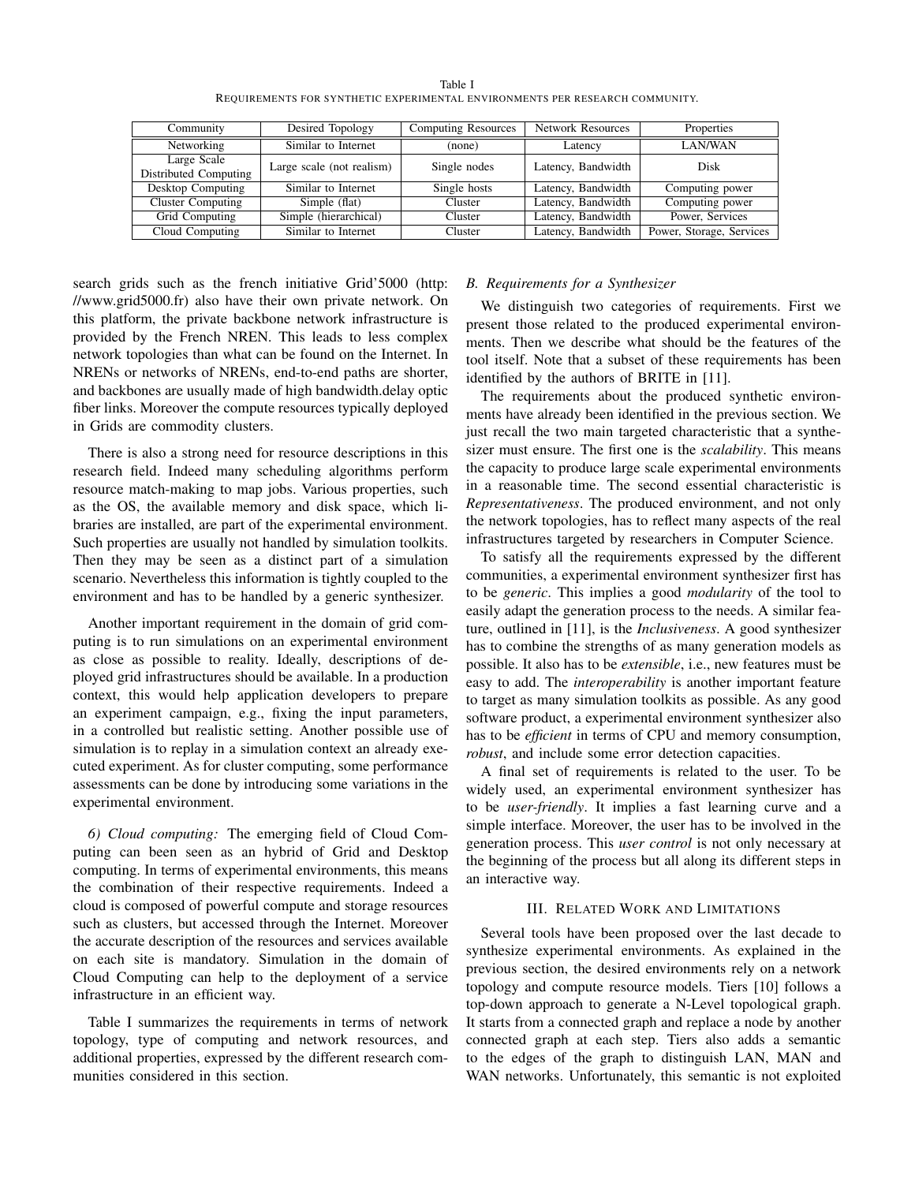Table I
REQUIREMENTS FOR SYNTHETIC EXPERIMENTAL ENVIRONMENTS PER RESEARCH COMMUNITY.

| Community | Desired Topology | Computing Resources | Network Resources | Properties |
|---|---|---|---|---|
| Networking | Similar to Internet | (none) | Latency | LAN/WAN |
| Large Scale Distributed Computing | Large scale (not realism) | Single nodes | Latency, Bandwidth | Disk |
| Desktop Computing | Similar to Internet | Single hosts | Latency, Bandwidth | Computing power |
| Cluster Computing | Simple (flat) | Cluster | Latency, Bandwidth | Computing power |
| Grid Computing | Simple (hierarchical) | Cluster | Latency, Bandwidth | Power, Services |
| Cloud Computing | Similar to Internet | Cluster | Latency, Bandwidth | Power, Storage, Services |

search grids such as the french initiative Grid'5000 (http://www.grid5000.fr) also have their own private network. On this platform, the private backbone network infrastructure is provided by the French NREN. This leads to less complex network topologies than what can be found on the Internet. In NRENs or networks of NRENs, end-to-end paths are shorter, and backbones are usually made of high bandwidth.delay optic fiber links. Moreover the compute resources typically deployed in Grids are commodity clusters.

There is also a strong need for resource descriptions in this research field. Indeed many scheduling algorithms perform resource match-making to map jobs. Various properties, such as the OS, the available memory and disk space, which libraries are installed, are part of the experimental environment. Such properties are usually not handled by simulation toolkits. Then they may be seen as a distinct part of a simulation scenario. Nevertheless this information is tightly coupled to the environment and has to be handled by a generic synthesizer.

Another important requirement in the domain of grid computing is to run simulations on an experimental environment as close as possible to reality. Ideally, descriptions of deployed grid infrastructures should be available. In a production context, this would help application developers to prepare an experiment campaign, e.g., fixing the input parameters, in a controlled but realistic setting. Another possible use of simulation is to replay in a simulation context an already executed experiment. As for cluster computing, some performance assessments can be done by introducing some variations in the experimental environment.

*6) Cloud computing:* The emerging field of Cloud Computing can been seen as an hybrid of Grid and Desktop computing. In terms of experimental environments, this means the combination of their respective requirements. Indeed a cloud is composed of powerful compute and storage resources such as clusters, but accessed through the Internet. Moreover the accurate description of the resources and services available on each site is mandatory. Simulation in the domain of Cloud Computing can help to the deployment of a service infrastructure in an efficient way.

Table I summarizes the requirements in terms of network topology, type of computing and network resources, and additional properties, expressed by the different research communities considered in this section.

### B. Requirements for a Synthesizer

We distinguish two categories of requirements. First we present those related to the produced experimental environments. Then we describe what should be the features of the tool itself. Note that a subset of these requirements has been identified by the authors of BRITE in [11].

The requirements about the produced synthetic environments have already been identified in the previous section. We just recall the two main targeted characteristic that a synthesizer must ensure. The first one is the *scalability*. This means the capacity to produce large scale experimental environments in a reasonable time. The second essential characteristic is *Representativeness*. The produced environment, and not only the network topologies, has to reflect many aspects of the real infrastructures targeted by researchers in Computer Science.

To satisfy all the requirements expressed by the different communities, a experimental environment synthesizer first has to be *generic*. This implies a good *modularity* of the tool to easily adapt the generation process to the needs. A similar feature, outlined in [11], is the *Inclusiveness*. A good synthesizer has to combine the strengths of as many generation models as possible. It also has to be *extensible*, i.e., new features must be easy to add. The *interoperability* is another important feature to target as many simulation toolkits as possible. As any good software product, a experimental environment synthesizer also has to be *efficient* in terms of CPU and memory consumption, *robust*, and include some error detection capacities.

A final set of requirements is related to the user. To be widely used, an experimental environment synthesizer has to be *user-friendly*. It implies a fast learning curve and a simple interface. Moreover, the user has to be involved in the generation process. This *user control* is not only necessary at the beginning of the process but all along its different steps in an interactive way.

## III. Related Work and Limitations

Several tools have been proposed over the last decade to synthesize experimental environments. As explained in the previous section, the desired environments rely on a network topology and compute resource models. Tiers [10] follows a top-down approach to generate a N-Level topological graph. It starts from a connected graph and replace a node by another connected graph at each step. Tiers also adds a semantic to the edges of the graph to distinguish LAN, MAN and WAN networks. Unfortunately, this semantic is not exploited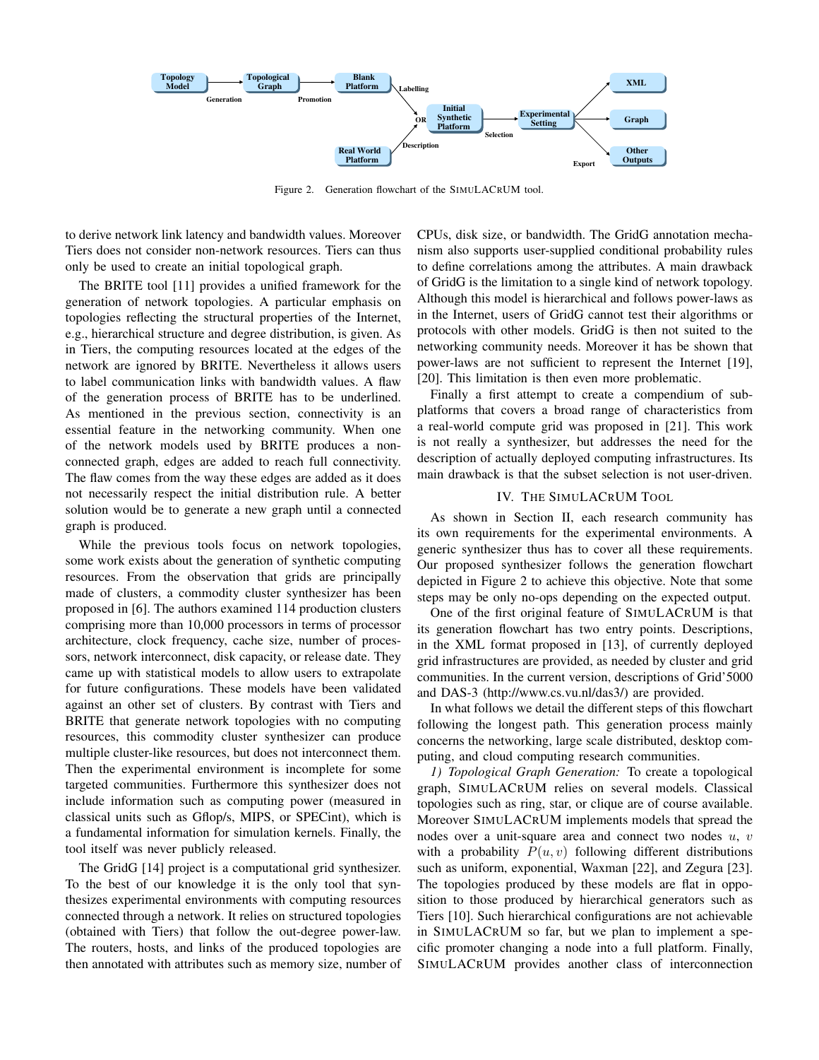Figure 2. Generation flowchart of the SIMULACRUM tool.

to derive network link latency and bandwidth values. Moreover Tiers does not consider non-network resources. Tiers can thus only be used to create an initial topological graph.

The BRITE tool [11] provides a unified framework for the generation of network topologies. A particular emphasis on topologies reflecting the structural properties of the Internet, e.g., hierarchical structure and degree distribution, is given. As in Tiers, the computing resources located at the edges of the network are ignored by BRITE. Nevertheless it allows users to label communication links with bandwidth values. A flaw of the generation process of BRITE has to be underlined. As mentioned in the previous section, connectivity is an essential feature in the networking community. When one of the network models used by BRITE produces a non-connected graph, edges are added to reach full connectivity. The flaw comes from the way these edges are added as it does not necessarily respect the initial distribution rule. A better solution would be to generate a new graph until a connected graph is produced.

While the previous tools focus on network topologies, some work exists about the generation of synthetic computing resources. From the observation that grids are principally made of clusters, a commodity cluster synthesizer has been proposed in [6]. The authors examined 114 production clusters comprising more than 10,000 processors in terms of processor architecture, clock frequency, cache size, number of processors, network interconnect, disk capacity, or release date. They came up with statistical models to allow users to extrapolate for future configurations. These models have been validated against an other set of clusters. By contrast with Tiers and BRITE that generate network topologies with no computing resources, this commodity cluster synthesizer can produce multiple cluster-like resources, but does not interconnect them. Then the experimental environment is incomplete for some targeted communities. Furthermore this synthesizer does not include information such as computing power (measured in classical units such as Gflop/s, MIPS, or SPECint), which is a fundamental information for simulation kernels. Finally, the tool itself was never publicly released.

The GridG [14] project is a computational grid synthesizer. To the best of our knowledge it is the only tool that synthesizes experimental environments with computing resources connected through a network. It relies on structured topologies (obtained with Tiers) that follow the out-degree power-law. The routers, hosts, and links of the produced topologies are then annotated with attributes such as memory size, number of CPUs, disk size, or bandwidth. The GridG annotation mechanism also supports user-supplied conditional probability rules to define correlations among the attributes. A main drawback of GridG is the limitation to a single kind of network topology. Although this model is hierarchical and follows power-laws as in the Internet, users of GridG cannot test their algorithms or protocols with other models. GridG is then not suited to the networking community needs. Moreover it has be shown that power-laws are not sufficient to represent the Internet [19], [20]. This limitation is then even more problematic.

Finally a first attempt to create a compendium of sub-platforms that covers a broad range of characteristics from a real-world compute grid was proposed in [21]. This work is not really a synthesizer, but addresses the need for the description of actually deployed computing infrastructures. Its main drawback is that the subset selection is not user-driven.

## IV. The SimuLACrum Tool

As shown in Section II, each research community has its own requirements for the experimental environments. A generic synthesizer thus has to cover all these requirements. Our proposed synthesizer follows the generation flowchart depicted in Figure 2 to achieve this objective. Note that some steps may be only no-ops depending on the expected output.

One of the first original feature of SIMULACRUM is that its generation flowchart has two entry points. Descriptions, in the XML format proposed in [13], of currently deployed grid infrastructures are provided, as needed by cluster and grid communities. In the current version, descriptions of Grid'5000 and DAS-3 (http://www.cs.vu.nl/das3/) are provided.

In what follows we detail the different steps of this flowchart following the longest path. This generation process mainly concerns the networking, large scale distributed, desktop computing, and cloud computing research communities.

*1) Topological Graph Generation:* To create a topological graph, SIMULACRUM relies on several models. Classical topologies such as ring, star, or clique are of course available. Moreover SIMULACRUM implements models that spread the nodes over a unit-square area and connect two nodes $u$, $v$ with a probability $P(u, v)$ following different distributions such as uniform, exponential, Waxman [22], and Zegura [23]. The topologies produced by these models are flat in opposition to those produced by hierarchical generators such as Tiers [10]. Such hierarchical configurations are not achievable in SIMULACRUM so far, but we plan to implement a specific promoter changing a node into a full platform. Finally, SIMULACRUM provides another class of interconnection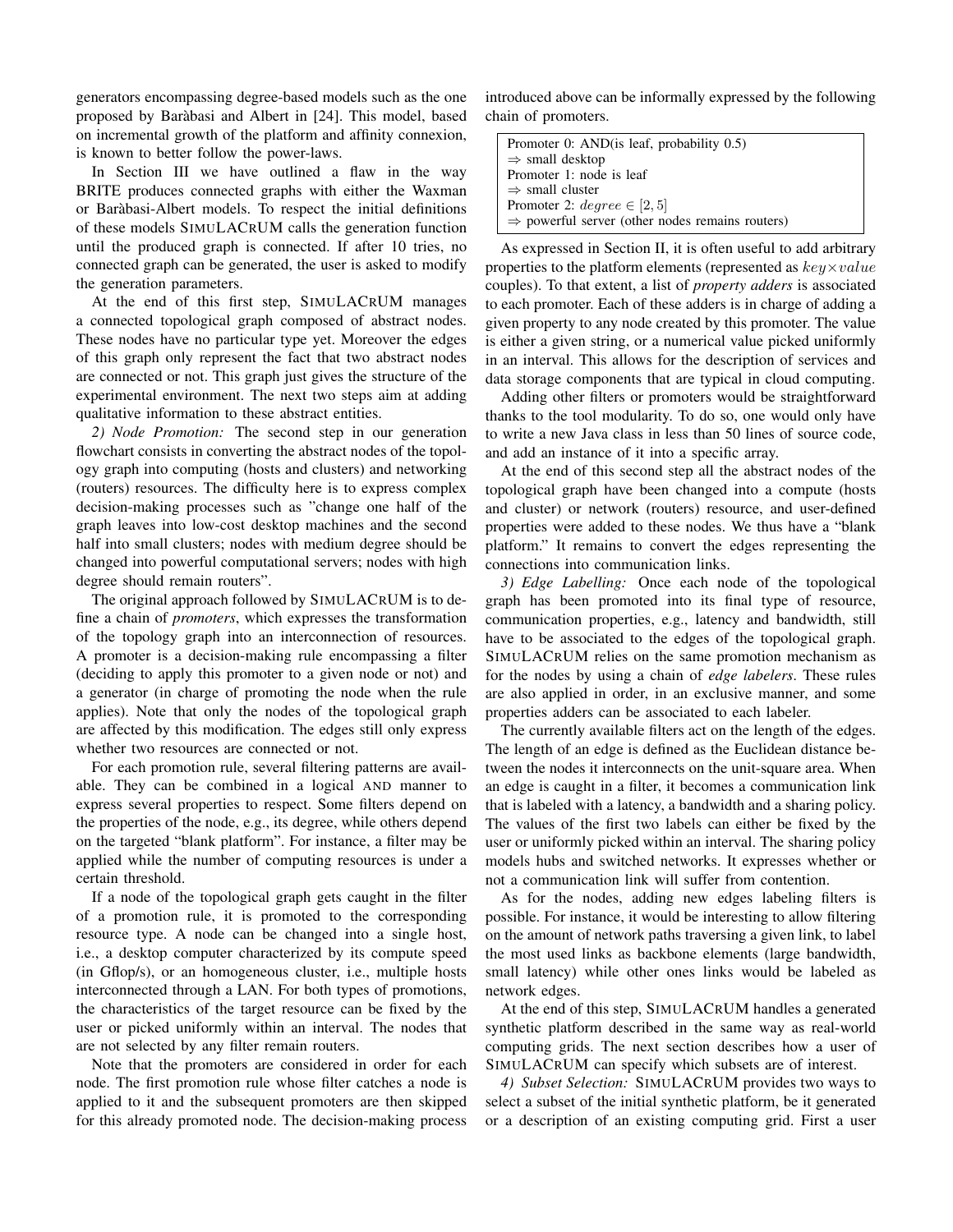generators encompassing degree-based models such as the one proposed by Baràbasi and Albert in [24]. This model, based on incremental growth of the platform and affinity connexion, is known to better follow the power-laws.

In Section III we have outlined a flaw in the way BRITE produces connected graphs with either the Waxman or Baràbasi-Albert models. To respect the initial definitions of these models SIMULACRUM calls the generation function until the produced graph is connected. If after 10 tries, no connected graph can be generated, the user is asked to modify the generation parameters.

At the end of this first step, SIMULACRUM manages a connected topological graph composed of abstract nodes. These nodes have no particular type yet. Moreover the edges of this graph only represent the fact that two abstract nodes are connected or not. This graph just gives the structure of the experimental environment. The next two steps aim at adding qualitative information to these abstract entities.

*2) Node Promotion:* The second step in our generation flowchart consists in converting the abstract nodes of the topology graph into computing (hosts and clusters) and networking (routers) resources. The difficulty here is to express complex decision-making processes such as "change one half of the graph leaves into low-cost desktop machines and the second half into small clusters; nodes with medium degree should be changed into powerful computational servers; nodes with high degree should remain routers".

The original approach followed by SIMULACRUM is to define a chain of *promoters*, which expresses the transformation of the topology graph into an interconnection of resources. A promoter is a decision-making rule encompassing a filter (deciding to apply this promoter to a given node or not) and a generator (in charge of promoting the node when the rule applies). Note that only the nodes of the topological graph are affected by this modification. The edges still only express whether two resources are connected or not.

For each promotion rule, several filtering patterns are available. They can be combined in a logical AND manner to express several properties to respect. Some filters depend on the properties of the node, e.g., its degree, while others depend on the targeted "blank platform". For instance, a filter may be applied while the number of computing resources is under a certain threshold.

If a node of the topological graph gets caught in the filter of a promotion rule, it is promoted to the corresponding resource type. A node can be changed into a single host, i.e., a desktop computer characterized by its compute speed (in Gflop/s), or an homogeneous cluster, i.e., multiple hosts interconnected through a LAN. For both types of promotions, the characteristics of the target resource can be fixed by the user or picked uniformly within an interval. The nodes that are not selected by any filter remain routers.

Note that the promoters are considered in order for each node. The first promotion rule whose filter catches a node is applied to it and the subsequent promoters are then skipped for this already promoted node. The decision-making process introduced above can be informally expressed by the following chain of promoters.

```
Promoter 0: AND(is leaf, probability 0.5)
⇒ small desktop
Promoter 1: node is leaf
⇒ small cluster
Promoter 2: degree ∈ [2, 5]
⇒ powerful server (other nodes remains routers)
```

As expressed in Section II, it is often useful to add arbitrary properties to the platform elements (represented as $key \times value$ couples). To that extent, a list of *property adders* is associated to each promoter. Each of these adders is in charge of adding a given property to any node created by this promoter. The value is either a given string, or a numerical value picked uniformly in an interval. This allows for the description of services and data storage components that are typical in cloud computing.

Adding other filters or promoters would be straightforward thanks to the tool modularity. To do so, one would only have to write a new Java class in less than 50 lines of source code, and add an instance of it into a specific array.

At the end of this second step all the abstract nodes of the topological graph have been changed into a compute (hosts and cluster) or network (routers) resource, and user-defined properties were added to these nodes. We thus have a "blank platform." It remains to convert the edges representing the connections into communication links.

*3) Edge Labelling:* Once each node of the topological graph has been promoted into its final type of resource, communication properties, e.g., latency and bandwidth, still have to be associated to the edges of the topological graph. SIMULACRUM relies on the same promotion mechanism as for the nodes by using a chain of *edge labelers*. These rules are also applied in order, in an exclusive manner, and some properties adders can be associated to each labeler.

The currently available filters act on the length of the edges. The length of an edge is defined as the Euclidean distance between the nodes it interconnects on the unit-square area. When an edge is caught in a filter, it becomes a communication link that is labeled with a latency, a bandwidth and a sharing policy. The values of the first two labels can either be fixed by the user or uniformly picked within an interval. The sharing policy models hubs and switched networks. It expresses whether or not a communication link will suffer from contention.

As for the nodes, adding new edges labeling filters is possible. For instance, it would be interesting to allow filtering on the amount of network paths traversing a given link, to label the most used links as backbone elements (large bandwidth, small latency) while other ones links would be labeled as network edges.

At the end of this step, SIMULACRUM handles a generated synthetic platform described in the same way as real-world computing grids. The next section describes how a user of SIMULACRUM can specify which subsets are of interest.

*4) Subset Selection:* SIMULACRUM provides two ways to select a subset of the initial synthetic platform, be it generated or a description of an existing computing grid. First a user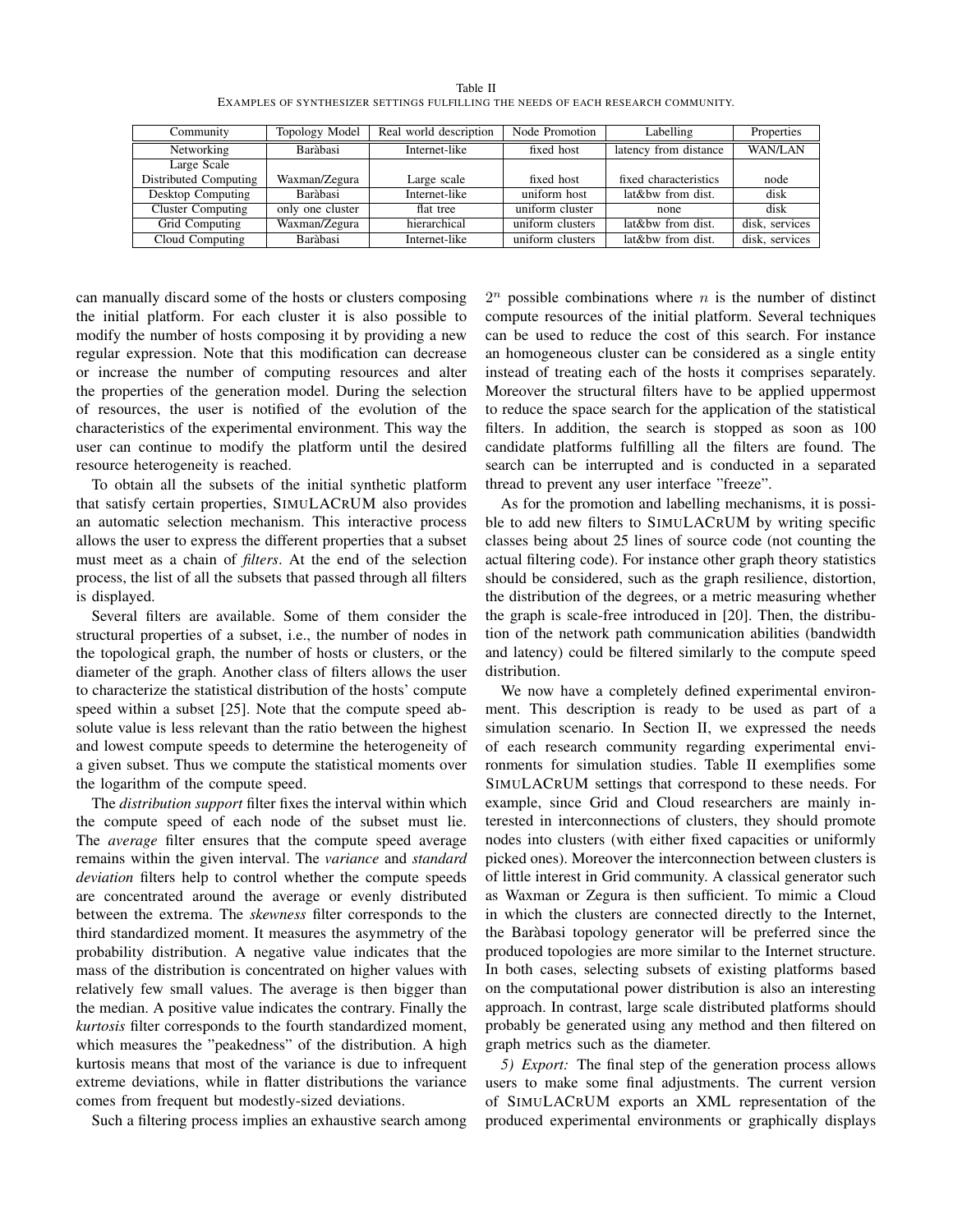Table II

EXAMPLES OF SYNTHESIZER SETTINGS FULFILLING THE NEEDS OF EACH RESEARCH COMMUNITY.

| Community | Topology Model | Real world description | Node Promotion | Labelling | Properties |
|---|---|---|---|---|---|
| Networking | Baràbasi | Internet-like | fixed host | latency from distance | WAN/LAN |
| Large Scale Distributed Computing | Waxman/Zegura | Large scale | fixed host | fixed characteristics | node |
| Desktop Computing | Baràbasi | Internet-like | uniform host | lat&bw from dist. | disk |
| Cluster Computing | only one cluster | flat tree | uniform cluster | none | disk |
| Grid Computing | Waxman/Zegura | hierarchical | uniform clusters | lat&bw from dist. | disk, services |
| Cloud Computing | Baràbasi | Internet-like | uniform clusters | lat&bw from dist. | disk, services |

can manually discard some of the hosts or clusters composing the initial platform. For each cluster it is also possible to modify the number of hosts composing it by providing a new regular expression. Note that this modification can decrease or increase the number of computing resources and alter the properties of the generation model. During the selection of resources, the user is notified of the evolution of the characteristics of the experimental environment. This way the user can continue to modify the platform until the desired resource heterogeneity is reached.

To obtain all the subsets of the initial synthetic platform that satisfy certain properties, SIMULACRUM also provides an automatic selection mechanism. This interactive process allows the user to express the different properties that a subset must meet as a chain of *filters*. At the end of the selection process, the list of all the subsets that passed through all filters is displayed.

Several filters are available. Some of them consider the structural properties of a subset, i.e., the number of nodes in the topological graph, the number of hosts or clusters, or the diameter of the graph. Another class of filters allows the user to characterize the statistical distribution of the hosts' compute speed within a subset [25]. Note that the compute speed absolute value is less relevant than the ratio between the highest and lowest compute speeds to determine the heterogeneity of a given subset. Thus we compute the statistical moments over the logarithm of the compute speed.

The *distribution support* filter fixes the interval within which the compute speed of each node of the subset must lie. The *average* filter ensures that the compute speed average remains within the given interval. The *variance* and *standard deviation* filters help to control whether the compute speeds are concentrated around the average or evenly distributed between the extrema. The *skewness* filter corresponds to the third standardized moment. It measures the asymmetry of the probability distribution. A negative value indicates that the mass of the distribution is concentrated on higher values with relatively few small values. The average is then bigger than the median. A positive value indicates the contrary. Finally the *kurtosis* filter corresponds to the fourth standardized moment, which measures the "peakedness" of the distribution. A high kurtosis means that most of the variance is due to infrequent extreme deviations, while in flatter distributions the variance comes from frequent but modestly-sized deviations.

Such a filtering process implies an exhaustive search among $2^n$ possible combinations where $n$ is the number of distinct compute resources of the initial platform. Several techniques can be used to reduce the cost of this search. For instance an homogeneous cluster can be considered as a single entity instead of treating each of the hosts it comprises separately. Moreover the structural filters have to be applied uppermost to reduce the space search for the application of the statistical filters. In addition, the search is stopped as soon as 100 candidate platforms fulfilling all the filters are found. The search can be interrupted and is conducted in a separated thread to prevent any user interface "freeze".

As for the promotion and labelling mechanisms, it is possible to add new filters to SIMULACRUM by writing specific classes being about 25 lines of source code (not counting the actual filtering code). For instance other graph theory statistics should be considered, such as the graph resilience, distortion, the distribution of the degrees, or a metric measuring whether the graph is scale-free introduced in [20]. Then, the distribution of the network path communication abilities (bandwidth and latency) could be filtered similarly to the compute speed distribution.

We now have a completely defined experimental environment. This description is ready to be used as part of a simulation scenario. In Section II, we expressed the needs of each research community regarding experimental environments for simulation studies. Table II exemplifies some SIMULACRUM settings that correspond to these needs. For example, since Grid and Cloud researchers are mainly interested in interconnections of clusters, they should promote nodes into clusters (with either fixed capacities or uniformly picked ones). Moreover the interconnection between clusters is of little interest in Grid community. A classical generator such as Waxman or Zegura is then sufficient. To mimic a Cloud in which the clusters are connected directly to the Internet, the Baràbasi topology generator will be preferred since the produced topologies are more similar to the Internet structure. In both cases, selecting subsets of existing platforms based on the computational power distribution is also an interesting approach. In contrast, large scale distributed platforms should probably be generated using any method and then filtered on graph metrics such as the diameter.

*5) Export:* The final step of the generation process allows users to make some final adjustments. The current version of SIMULACRUM exports an XML representation of the produced experimental environments or graphically displays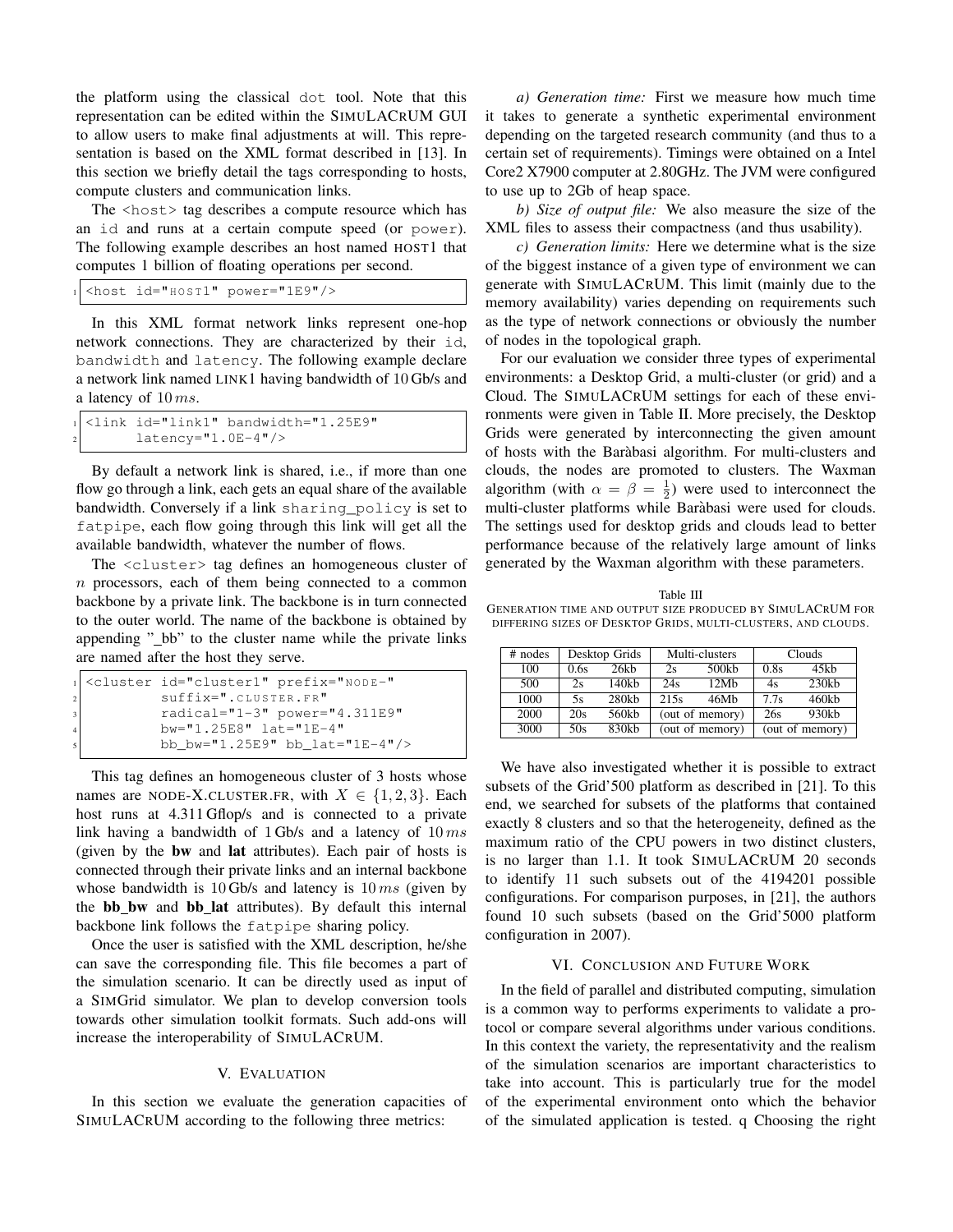the platform using the classical dot tool. Note that this representation can be edited within the SIMULACRUM GUI to allow users to make final adjustments at will. This representation is based on the XML format described in [13]. In this section we briefly detail the tags corresponding to hosts, compute clusters and communication links.

The <host> tag describes a compute resource which has an id and runs at a certain compute speed (or power). The following example describes an host named HOST1 that computes 1 billion of floating operations per second.

```
<host id="HOST1" power="1E9"/>
```

In this XML format network links represent one-hop network connections. They are characterized by their id, bandwidth and latency. The following example declare a network link named LINK1 having bandwidth of 10 Gb/s and a latency of $10\,ms$.

```
<link id="link1" bandwidth="1.25E9"
      latency="1.0E-4"/>
```

By default a network link is shared, i.e., if more than one flow go through a link, each gets an equal share of the available bandwidth. Conversely if a link sharing_policy is set to fatpipe, each flow going through this link will get all the available bandwidth, whatever the number of flows.

The <cluster> tag defines an homogeneous cluster of $n$ processors, each of them being connected to a common backbone by a private link. The backbone is in turn connected to the outer world. The name of the backbone is obtained by appending "_bb" to the cluster name while the private links are named after the host they serve.

```
<cluster id="cluster1" prefix="NODE-"
         suffix=".CLUSTER.FR"
         radical="1-3" power="4.311E9"
         bw="1.25E8" lat="1E-4"
         bb_bw="1.25E9" bb_lat="1E-4"/>
```

This tag defines an homogeneous cluster of 3 hosts whose names are NODE-X.CLUSTER.FR, with $X \in \{1, 2, 3\}$. Each host runs at 4.311 Gflop/s and is connected to a private link having a bandwidth of 1 Gb/s and a latency of $10\,ms$ (given by the **bw** and **lat** attributes). Each pair of hosts is connected through their private links and an internal backbone whose bandwidth is 10 Gb/s and latency is $10\,ms$ (given by the **bb_bw** and **bb_lat** attributes). By default this internal backbone link follows the fatpipe sharing policy.

Once the user is satisfied with the XML description, he/she can save the corresponding file. This file becomes a part of the simulation scenario. It can be directly used as input of a SIMGrid simulator. We plan to develop conversion tools towards other simulation toolkit formats. Such add-ons will increase the interoperability of SIMULACRUM.

## V. Evaluation

In this section we evaluate the generation capacities of SIMULACRUM according to the following three metrics:

*a) Generation time:* First we measure how much time it takes to generate a synthetic experimental environment depending on the targeted research community (and thus to a certain set of requirements). Timings were obtained on a Intel Core2 X7900 computer at 2.80GHz. The JVM were configured to use up to 2Gb of heap space.

*b) Size of output file:* We also measure the size of the XML files to assess their compactness (and thus usability).

*c) Generation limits:* Here we determine what is the size of the biggest instance of a given type of environment we can generate with SIMULACRUM. This limit (mainly due to the memory availability) varies depending on requirements such as the type of network connections or obviously the number of nodes in the topological graph.

For our evaluation we consider three types of experimental environments: a Desktop Grid, a multi-cluster (or grid) and a Cloud. The SIMULACRUM settings for each of these environments were given in Table II. More precisely, the Desktop Grids were generated by interconnecting the given amount of hosts with the Baràbasi algorithm. For multi-clusters and clouds, the nodes are promoted to clusters. The Waxman algorithm (with $\alpha = \beta = \frac{1}{2}$) were used to interconnect the multi-cluster platforms while Baràbasi were used for clouds. The settings used for desktop grids and clouds lead to better performance because of the relatively large amount of links generated by the Waxman algorithm with these parameters.

Table III
GENERATION TIME AND OUTPUT SIZE PRODUCED BY SIMULACRUM FOR DIFFERING SIZES OF DESKTOP GRIDS, MULTI-CLUSTERS, AND CLOUDS.

| # nodes | Desktop Grids | | Multi-clusters | | Clouds | |
|---|---|---|---|---|---|---|
| 100 | 0.6s | 26kb | 2s | 500kb | 0.8s | 45kb |
| 500 | 2s | 140kb | 24s | 12Mb | 4s | 230kb |
| 1000 | 5s | 280kb | 215s | 46Mb | 7.7s | 460kb |
| 2000 | 20s | 560kb | (out of memory) | | 26s | 930kb |
| 3000 | 50s | 830kb | (out of memory) | | (out of memory) | |

We have also investigated whether it is possible to extract subsets of the Grid'500 platform as described in [21]. To this end, we searched for subsets of the platforms that contained exactly 8 clusters and so that the heterogeneity, defined as the maximum ratio of the CPU powers in two distinct clusters, is no larger than 1.1. It took SIMULACRUM 20 seconds to identify 11 such subsets out of the 4194201 possible configurations. For comparison purposes, in [21], the authors found 10 such subsets (based on the Grid'5000 platform configuration in 2007).

## VI. Conclusion and Future Work

In the field of parallel and distributed computing, simulation is a common way to performs experiments to validate a protocol or compare several algorithms under various conditions. In this context the variety, the representativity and the realism of the simulation scenarios are important characteristics to take into account. This is particularly true for the model of the experimental environment onto which the behavior of the simulated application is tested. q Choosing the right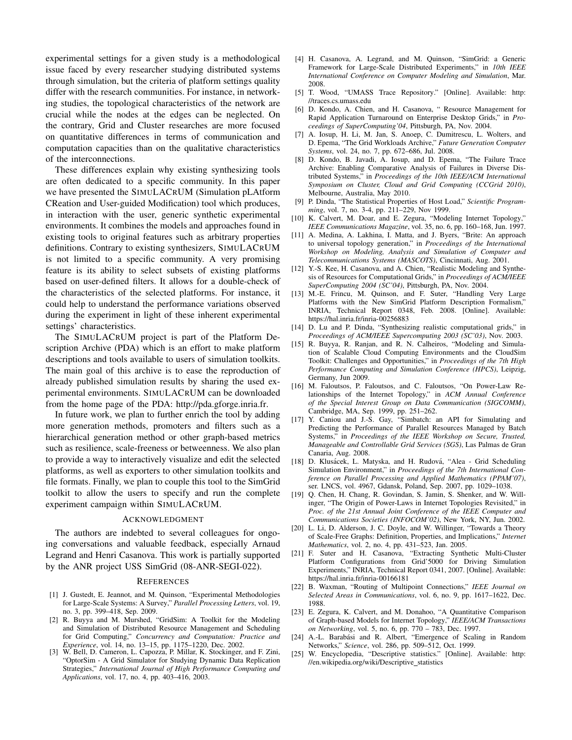experimental settings for a given study is a methodological issue faced by every researcher studying distributed systems through simulation, but the criteria of platform settings quality differ with the research communities. For instance, in networking studies, the topological characteristics of the network are crucial while the nodes at the edges can be neglected. On the contrary, Grid and Cluster researches are more focused on quantitative differences in terms of communication and computation capacities than on the qualitative characteristics of the interconnections.

These differences explain why existing synthesizing tools are often dedicated to a specific community. In this paper we have presented the SIMULACRUM (Simulation pLAtform CReation and User-guided Modification) tool which produces, in interaction with the user, generic synthetic experimental environments. It combines the models and approaches found in existing tools to original features such as arbitrary properties definitions. Contrary to existing synthesizers, SIMULACRUM is not limited to a specific community. A very promising feature is its ability to select subsets of existing platforms based on user-defined filters. It allows for a double-check of the characteristics of the selected platforms. For instance, it could help to understand the performance variations observed during the experiment in light of these inherent experimental settings' characteristics.

The SIMULACRUM project is part of the Platform Description Archive (PDA) which is an effort to make platform descriptions and tools available to users of simulation toolkits. The main goal of this archive is to ease the reproduction of already published simulation results by sharing the used experimental environments. SIMULACRUM can be downloaded from the home page of the PDA: http://pda.gforge.inria.fr.

In future work, we plan to further enrich the tool by adding more generation methods, promoters and filters such as a hierarchical generation method or other graph-based metrics such as resilience, scale-freeness or betweenness. We also plan to provide a way to interactively visualize and edit the selected platforms, as well as exporters to other simulation toolkits and file formats. Finally, we plan to couple this tool to the SimGrid toolkit to allow the users to specify and run the complete experiment campaign within SIMULACRUM.

## ACKNOWLEDGMENT

The authors are indebted to several colleagues for ongoing conversations and valuable feedback, especially Arnaud Legrand and Henri Casanova. This work is partially supported by the ANR project USS SimGrid (08-ANR-SEGI-022).

## REFERENCES

[1] J. Gustedt, E. Jeannot, and M. Quinson, "Experimental Methodologies for Large-Scale Systems: A Survey," *Parallel Processing Letters*, vol. 19, no. 3, pp. 399–418, Sep. 2009.

[2] R. Buyya and M. Murshed, "GridSim: A Toolkit for the Modeling and Simulation of Distributed Resource Management and Scheduling for Grid Computing," *Concurrency and Computation: Practice and Experience*, vol. 14, no. 13–15, pp. 1175–1220, Dec. 2002.

[3] W. Bell, D. Cameron, L. Capozza, P. Millar, K. Stockinger, and F. Zini, "OptorSim - A Grid Simulator for Studying Dynamic Data Replication Strategies," *International Journal of High Performance Computing and Applications*, vol. 17, no. 4, pp. 403–416, 2003.

[4] H. Casanova, A. Legrand, and M. Quinson, "SimGrid: a Generic Framework for Large-Scale Distributed Experiments," in *10th IEEE International Conference on Computer Modeling and Simulation*, Mar. 2008.

[5] T. Wood, "UMASS Trace Repository." [Online]. Available: http://traces.cs.umass.edu

[6] D. Kondo, A. Chien, and H. Casanova, " Resource Management for Rapid Application Turnaround on Enterprise Desktop Grids," in *Proceedings of SuperComputing'04*, Pittsburgh, PA, Nov. 2004.

[7] A. Iosup, H. Li, M. Jan, S. Anoep, C. Dumitrescu, L. Wolters, and D. Epema, "The Grid Workloads Archive," *Future Generation Computer Systems*, vol. 24, no. 7, pp. 672–686, Jul. 2008.

[8] D. Kondo, B. Javadi, A. Iosup, and D. Epema, "The Failure Trace Archive: Enabling Comparative Analysis of Failures in Diverse Distributed Systems," in *Proceedings of the 10th IEEE/ACM International Symposium on Cluster, Cloud and Grid Computing (CCGrid 2010)*, Melbourne, Australia, May 2010.

[9] P. Dinda, "The Statistical Properties of Host Load," *Scientific Programming*, vol. 7, no. 3-4, pp. 211–229, Nov 1999.

[10] K. Calvert, M. Doar, and E. Zegura, "Modeling Internet Topology," *IEEE Communications Magazine*, vol. 35, no. 6, pp. 160–168, Jun. 1997.

[11] A. Medina, A. Lakhina, I. Matta, and J. Byers, "Brite: An approach to universal topology generation," in *Proceedings of the International Workshop on Modeling, Analysis and Simulation of Computer and Telecommunications Systems (MASCOTS)*, Cincinnati, Aug. 2001.

[12] Y.-S. Kee, H. Casanova, and A. Chien, "Realistic Modeling and Synthesis of Resources for Computational Grids," in *Proceedings of ACM/IEEE SuperComputing 2004 (SC'04)*, Pittsburgh, PA, Nov. 2004.

[13] M.-E. Frincu, M. Quinson, and F. Suter, "Handling Very Large Platforms with the New SimGrid Platform Description Formalism," INRIA, Technical Report 0348, Feb. 2008. [Online]. Available: https://hal.inria.fr/inria-00256883

[14] D. Lu and P. Dinda, "Synthesizing realistic computational grids," in *Proceedings of ACM/IEEE Supercomputing 2003 (SC'03)*, Nov. 2003.

[15] R. Buyya, R. Ranjan, and R. N. Calheiros, "Modeling and Simulation of Scalable Cloud Computing Environments and the CloudSim Toolkit: Challenges and Opportunities," in *Proceedings of the 7th High Performance Computing and Simulation Conference (HPCS)*, Leipzig, Germany, Jun 2009.

[16] M. Faloutsos, P. Faloutsos, and C. Faloutsos, "On Power-Law Relationships of the Internet Topology," in *ACM Annual Conference of the Special Interest Group on Data Communication (SIGCOMM)*, Cambridge, MA, Sep. 1999, pp. 251–262.

[17] Y. Caniou and J.-S. Gay, "Simbatch: an API for Simulating and Predicting the Performance of Parallel Resources Managed by Batch Systems," in *Proceedings of the IEEE Workshop on Secure, Trusted, Manageable and Controllable Grid Services (SGS)*, Las Palmas de Gran Canaria, Aug. 2008.

[18] D. Klusácek, L. Matyska, and H. Rudová, "Alea - Grid Scheduling Simulation Environment," in *Proceedings of the 7th International Conference on Parallel Processing and Applied Mathematics (PPAM'07)*, ser. LNCS, vol. 4967, Gdansk, Poland, Sep. 2007, pp. 1029–1038.

[19] Q. Chen, H. Chang, R. Govindan, S. Jamin, S. Shenker, and W. Willinger, "The Origin of Power-Laws in Internet Topologies Revisited," in *Proc. of the 21st Annual Joint Conference of the IEEE Computer and Communications Societies (INFOCOM'02)*, New York, NY, Jun. 2002.

[20] L. Li, D. Alderson, J. C. Doyle, and W. Willinger, "Towards a Theory of Scale-Free Graphs: Definition, Properties, and Implications," *Internet Mathematics*, vol. 2, no. 4, pp. 431–523, Jan. 2005.

[21] F. Suter and H. Casanova, "Extracting Synthetic Multi-Cluster Platform Configurations from Grid'5000 for Driving Simulation Experiments," INRIA, Technical Report 0341, 2007. [Online]. Available: https://hal.inria.fr/inria-00166181

[22] B. Waxman, "Routing of Multipoint Connections," *IEEE Journal on Selected Areas in Communications*, vol. 6, no. 9, pp. 1617–1622, Dec. 1988.

[23] E. Zegura, K. Calvert, and M. Donahoo, "A Quantitative Comparison of Graph-based Models for Internet Topology," *IEEE/ACM Transactions on Networking*, vol. 5, no. 6, pp. 770 – 783, Dec. 1997.

[24] A.-L. Barabási and R. Albert, "Emergence of Scaling in Random Networks," *Science*, vol. 286, pp. 509–512, Oct. 1999.

[25] W. Encyclopedia, "Descriptive statistics." [Online]. Available: http://en.wikipedia.org/wiki/Descriptive_statistics